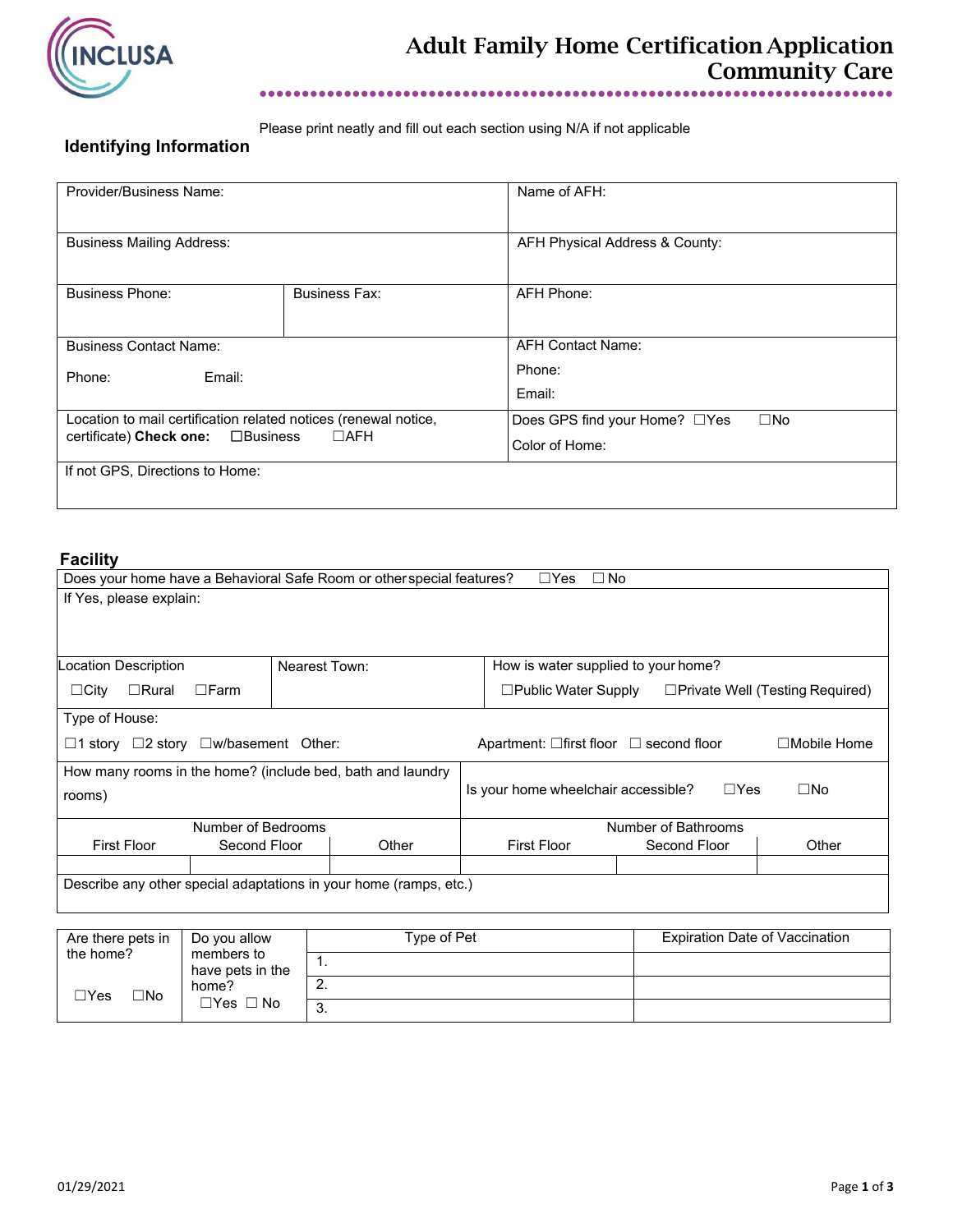# Adult Family Home Certification Application
## Community Care

Please print neatly and fill out each section using N/A if not applicable

### Identifying Information

| Provider/Business Name: | | Name of AFH: |
|---|---|---|
| Business Mailing Address: | | AFH Physical Address & County: |
| Business Phone: | Business Fax: | AFH Phone: |
| Business Contact Name:<br>Phone: Email: | | AFH Contact Name:<br>Phone:<br>Email: |
| Location to mail certification related notices (renewal notice, certificate) **Check one:** ☐Business ☐AFH | | Does GPS find your Home? ☐Yes ☐No<br>Color of Home: |
| If not GPS, Directions to Home: | | |

### Facility

| Does your home have a Behavioral Safe Room or other special features? ☐Yes ☐ No | | |
|---|---|---|
| If Yes, please explain: | | |
| Location Description<br>☐City ☐Rural ☐Farm | Nearest Town: | How is water supplied to your home?<br>☐Public Water Supply ☐Private Well (Testing Required) |
| Type of House:<br>☐1 story ☐2 story ☐w/basement Other: | | Apartment: ☐first floor ☐ second floor ☐Mobile Home |
| How many rooms in the home? (include bed, bath and laundry rooms) | | Is your home wheelchair accessible? ☐Yes ☐No |

| Number of Bedrooms | | | Number of Bathrooms | | |
|---|---|---|---|---|---|
| First Floor | Second Floor | Other | First Floor | Second Floor | Other |
| | | | | | |

| Describe any other special adaptations in your home (ramps, etc.) |
|---|
| |

| Are there pets in the home? | Do you allow members to have pets in the home? | Type of Pet | Expiration Date of Vaccination |
|---|---|---|---|
| ☐Yes ☐No | ☐Yes ☐ No | 1. | |
| | | 2. | |
| | | 3. | |

01/29/2021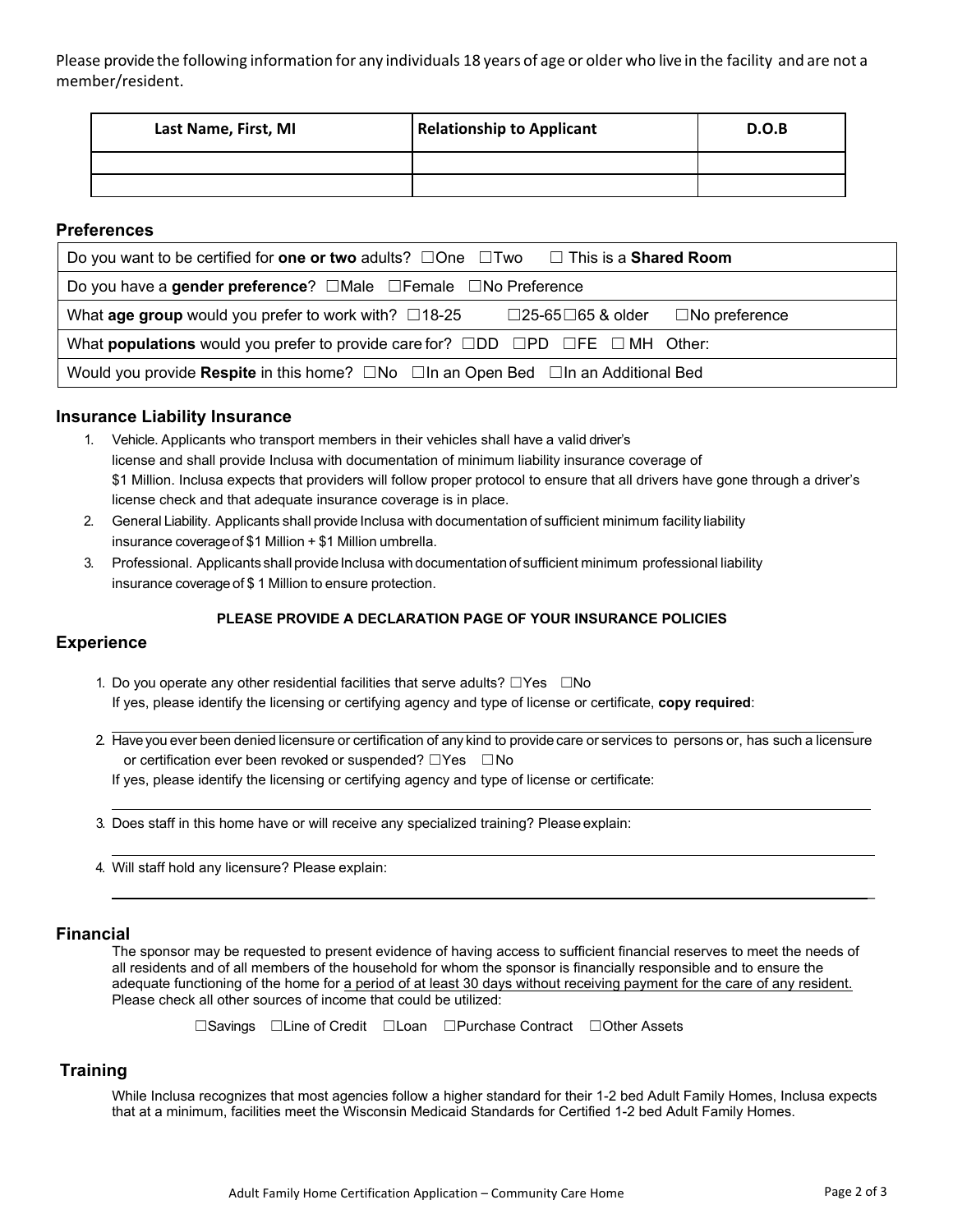Please provide the following information for any individuals 18 years of age or older who live in the facility and are not a member/resident.

| Last Name, First, MI | Relationship to Applicant | D.O.B |
|---|---|---|
| | | |
| | | |

## Preferences

| |
|---|
| Do you want to be certified for **one or two** adults? ☐One ☐Two ☐ This is a **Shared Room** |
| Do you have a **gender preference**? ☐Male ☐Female ☐No Preference |
| What **age group** would you prefer to work with? ☐18-25 ☐25-65☐65 & older ☐No preference |
| What **populations** would you prefer to provide care for? ☐DD ☐PD ☐FE ☐ MH Other: |
| Would you provide **Respite** in this home? ☐No ☐In an Open Bed ☐In an Additional Bed |

## Insurance Liability Insurance

1. Vehicle. Applicants who transport members in their vehicles shall have a valid driver's license and shall provide Inclusa with documentation of minimum liability insurance coverage of $1 Million. Inclusa expects that providers will follow proper protocol to ensure that all drivers have gone through a driver's license check and that adequate insurance coverage is in place.
2. General Liability. Applicants shall provide Inclusa with documentation of sufficient minimum facility liability insurance coverage of $1 Million + $1 Million umbrella.
3. Professional. Applicants shall provide Inclusa with documentation of sufficient minimum professional liability insurance coverage of $ 1 Million to ensure protection.

**PLEASE PROVIDE A DECLARATION PAGE OF YOUR INSURANCE POLICIES**

## Experience

1. Do you operate any other residential facilities that serve adults? ☐Yes ☐No
   If yes, please identify the licensing or certifying agency and type of license or certificate, **copy required**:
   \_\_\_\_\_\_\_\_\_\_\_\_\_\_\_\_\_\_\_\_\_\_\_\_\_\_\_\_\_\_\_\_\_\_\_\_\_\_\_\_
2. Have you ever been denied licensure or certification of any kind to provide care or services to persons or, has such a licensure or certification ever been revoked or suspended? ☐Yes ☐No
   If yes, please identify the licensing or certifying agency and type of license or certificate:
   \_\_\_\_\_\_\_\_\_\_\_\_\_\_\_\_\_\_\_\_\_\_\_\_\_\_\_\_\_\_\_\_\_\_\_\_\_\_\_\_
3. Does staff in this home have or will receive any specialized training? Please explain:
   \_\_\_\_\_\_\_\_\_\_\_\_\_\_\_\_\_\_\_\_\_\_\_\_\_\_\_\_\_\_\_\_\_\_\_\_\_\_\_\_
4. Will staff hold any licensure? Please explain:
   \_\_\_\_\_\_\_\_\_\_\_\_\_\_\_\_\_\_\_\_\_\_\_\_\_\_\_\_\_\_\_\_\_\_\_\_\_\_\_\_

## Financial

The sponsor may be requested to present evidence of having access to sufficient financial reserves to meet the needs of all residents and of all members of the household for whom the sponsor is financially responsible and to ensure the adequate functioning of the home for <u>a period of at least 30 days without receiving payment for the care of any resident.</u> Please check all other sources of income that could be utilized:

☐Savings ☐Line of Credit ☐Loan ☐Purchase Contract ☐Other Assets

## Training

While Inclusa recognizes that most agencies follow a higher standard for their 1-2 bed Adult Family Homes, Inclusa expects that at a minimum, facilities meet the Wisconsin Medicaid Standards for Certified 1-2 bed Adult Family Homes.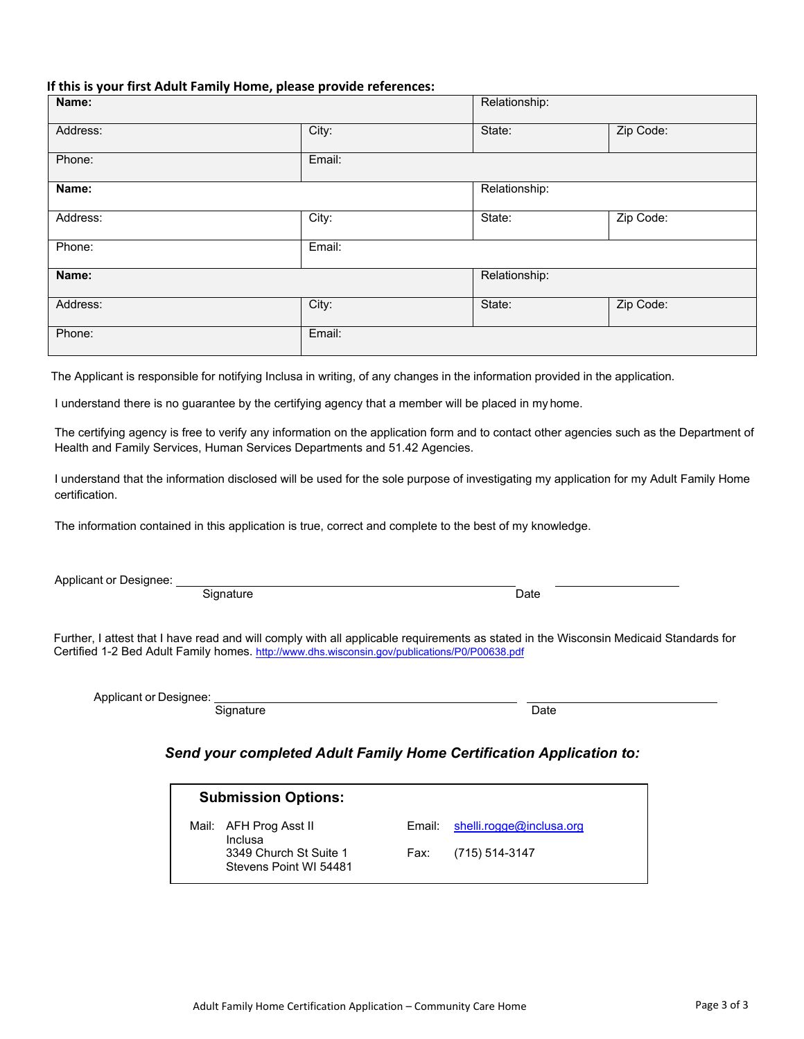**If this is your first Adult Family Home, please provide references:**

| | | | |
|---|---|---|---|
| **Name:** | | Relationship: | |
| Address: | City: | State: | Zip Code: |
| Phone: | Email: | | |
| **Name:** | | Relationship: | |
| Address: | City: | State: | Zip Code: |
| Phone: | Email: | | |
| **Name:** | | Relationship: | |
| Address: | City: | State: | Zip Code: |
| Phone: | Email: | | |

The Applicant is responsible for notifying Inclusa in writing, of any changes in the information provided in the application.

I understand there is no guarantee by the certifying agency that a member will be placed in my home.

The certifying agency is free to verify any information on the application form and to contact other agencies such as the Department of Health and Family Services, Human Services Departments and 51.42 Agencies.

I understand that the information disclosed will be used for the sole purpose of investigating my application for my Adult Family Home certification.

The information contained in this application is true, correct and complete to the best of my knowledge.

Applicant or Designee: ______________________________ Signature ______________ Date

Further, I attest that I have read and will comply with all applicable requirements as stated in the Wisconsin Medicaid Standards for Certified 1-2 Bed Adult Family homes. http://www.dhs.wisconsin.gov/publications/P0/P00638.pdf

Applicant or Designee: ______________________________ Signature ______________ Date

***Send your completed Adult Family Home Certification Application to:***

**Submission Options:**

Mail: AFH Prog Asst II
Inclusa
3349 Church St Suite 1
Stevens Point WI 54481

Email: shelli.rogge@inclusa.org

Fax: (715) 514-3147